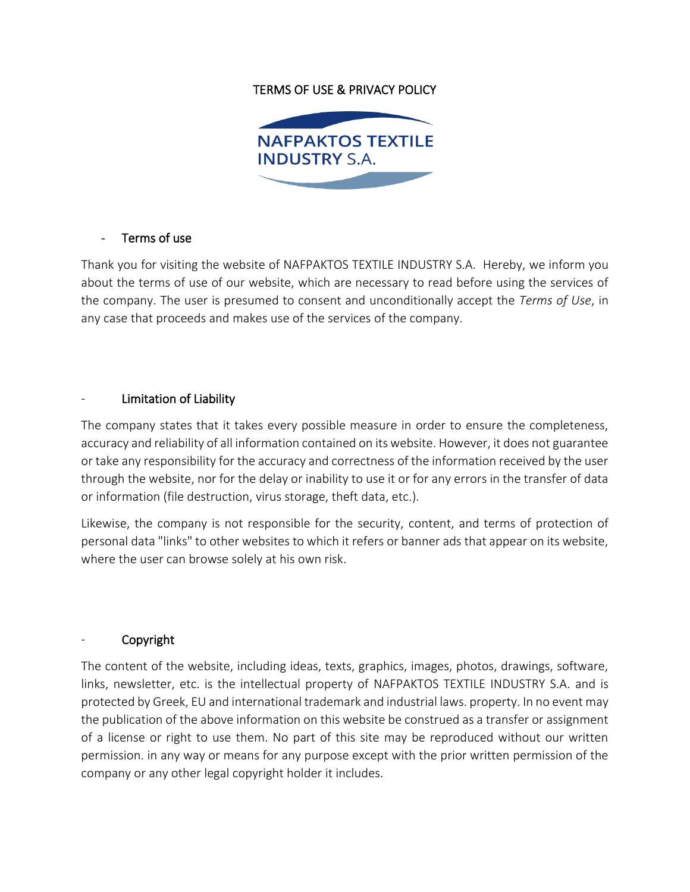# TERMS OF USE & PRIVACY POLICY

NAFPAKTOS TEXTILE INDUSTRY S.A.

## - Terms of use

Thank you for visiting the website of NAFPAKTOS TEXTILE INDUSTRY S.A. Hereby, we inform you about the terms of use of our website, which are necessary to read before using the services of the company. The user is presumed to consent and unconditionally accept the *Terms of Use*, in any case that proceeds and makes use of the services of the company.

## - Limitation of Liability

The company states that it takes every possible measure in order to ensure the completeness, accuracy and reliability of all information contained on its website. However, it does not guarantee or take any responsibility for the accuracy and correctness of the information received by the user through the website, nor for the delay or inability to use it or for any errors in the transfer of data or information (file destruction, virus storage, theft data, etc.).

Likewise, the company is not responsible for the security, content, and terms of protection of personal data "links" to other websites to which it refers or banner ads that appear on its website, where the user can browse solely at his own risk.

## - Copyright

The content of the website, including ideas, texts, graphics, images, photos, drawings, software, links, newsletter, etc. is the intellectual property of NAFPAKTOS TEXTILE INDUSTRY S.A. and is protected by Greek, EU and international trademark and industrial laws. property. In no event may the publication of the above information on this website be construed as a transfer or assignment of a license or right to use them. No part of this site may be reproduced without our written permission. in any way or means for any purpose except with the prior written permission of the company or any other legal copyright holder it includes.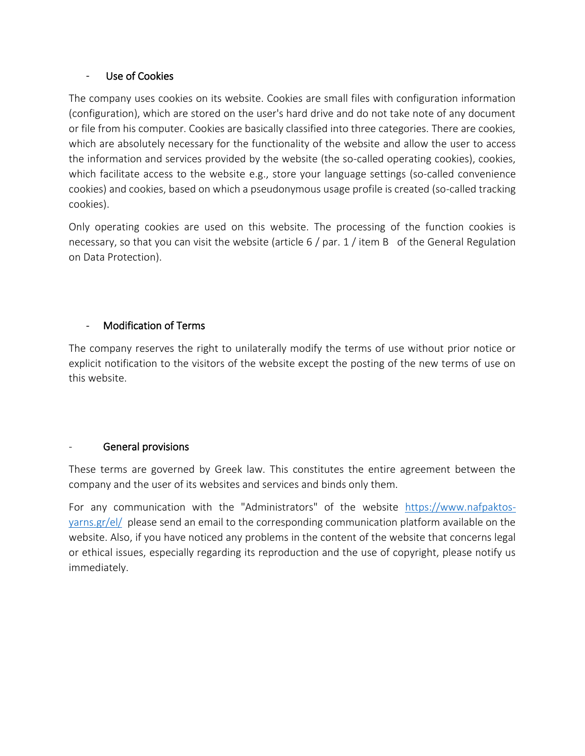- Use of Cookies

The company uses cookies on its website. Cookies are small files with configuration information (configuration), which are stored on the user's hard drive and do not take note of any document or file from his computer. Cookies are basically classified into three categories. There are cookies, which are absolutely necessary for the functionality of the website and allow the user to access the information and services provided by the website (the so-called operating cookies), cookies, which facilitate access to the website e.g., store your language settings (so-called convenience cookies) and cookies, based on which a pseudonymous usage profile is created (so-called tracking cookies).

Only operating cookies are used on this website. The processing of the function cookies is necessary, so that you can visit the website (article 6 / par. 1 / item B of the General Regulation on Data Protection).

- Modification of Terms

The company reserves the right to unilaterally modify the terms of use without prior notice or explicit notification to the visitors of the website except the posting of the new terms of use on this website.

- General provisions

These terms are governed by Greek law. This constitutes the entire agreement between the company and the user of its websites and services and binds only them.

For any communication with the "Administrators" of the website [https://www.nafpaktos-yarns.gr/el/](https://www.nafpaktos-yarns.gr/el/) please send an email to the corresponding communication platform available on the website. Also, if you have noticed any problems in the content of the website that concerns legal or ethical issues, especially regarding its reproduction and the use of copyright, please notify us immediately.